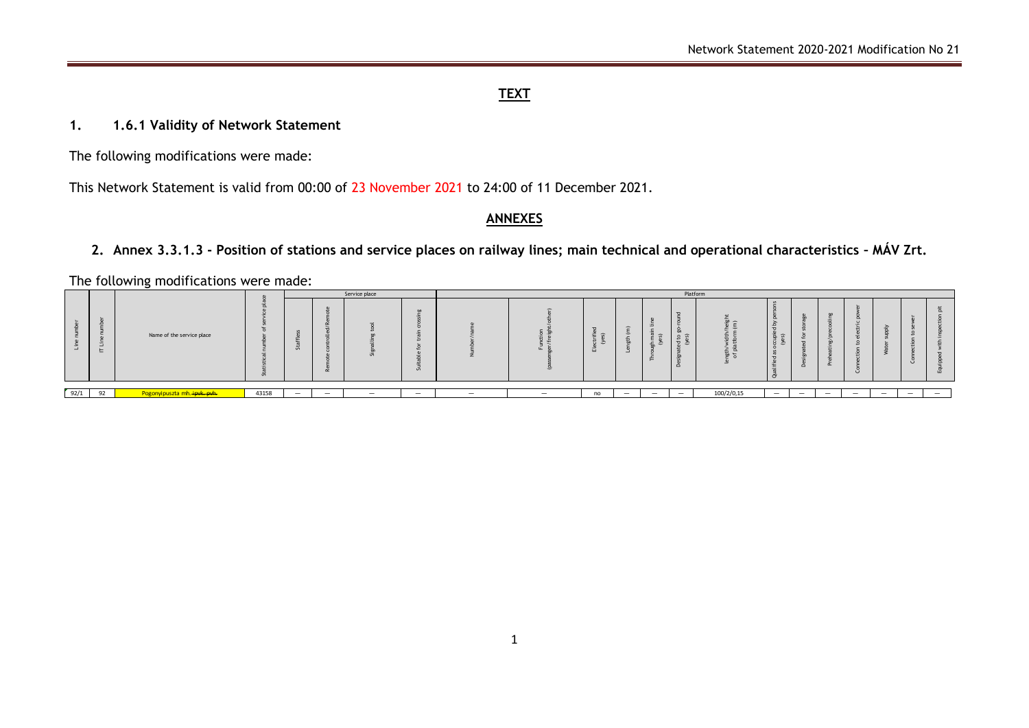## TEXT

### 1. 1.6.1 Validity of Network Statement

The following modifications were made:

This Network Statement is valid from 00:00 of 23 November 2021 to 24:00 of 11 December 2021.

## ANNEXES

### 2. Annex 3.3.1.3 - Position of stations and service places on railway lines; main technical and operational characteristics – MÁV Zrt.

The following modifications were made:

| Line number | IT Line number | Name of the service place | Statistical number of service place | Service place | | | | Platform | | | | | | | | | | | | | | |
|---|---|---|---|---|---|---|---|---|---|---|---|---|---|---|---|---|---|---|---|---|---|---|
| | | | | Staffless | Remote controlled/Remote | Signalling tool | Suitable for train crossing | Number/name | Function (passenger/freight/other) | Electrified (yes) | Length (m) | Through main line (yes) | Designated to go-round (yes) | length/width/height of platform (m) | Qualified as occupied by persons (yes) | Designated for storage | Preheating/precooling | Connection to electric power | Water supply | Connection to sewer | Equipped with inspection pit |
| 92/1 | 92 | Pogonyipuszta mh. ~~ipvk. pvh.~~ | 43158 | — | — | — | — | — | — | no | — | — | — | 100/2/0,15 | — | — | — | — | — | — | — |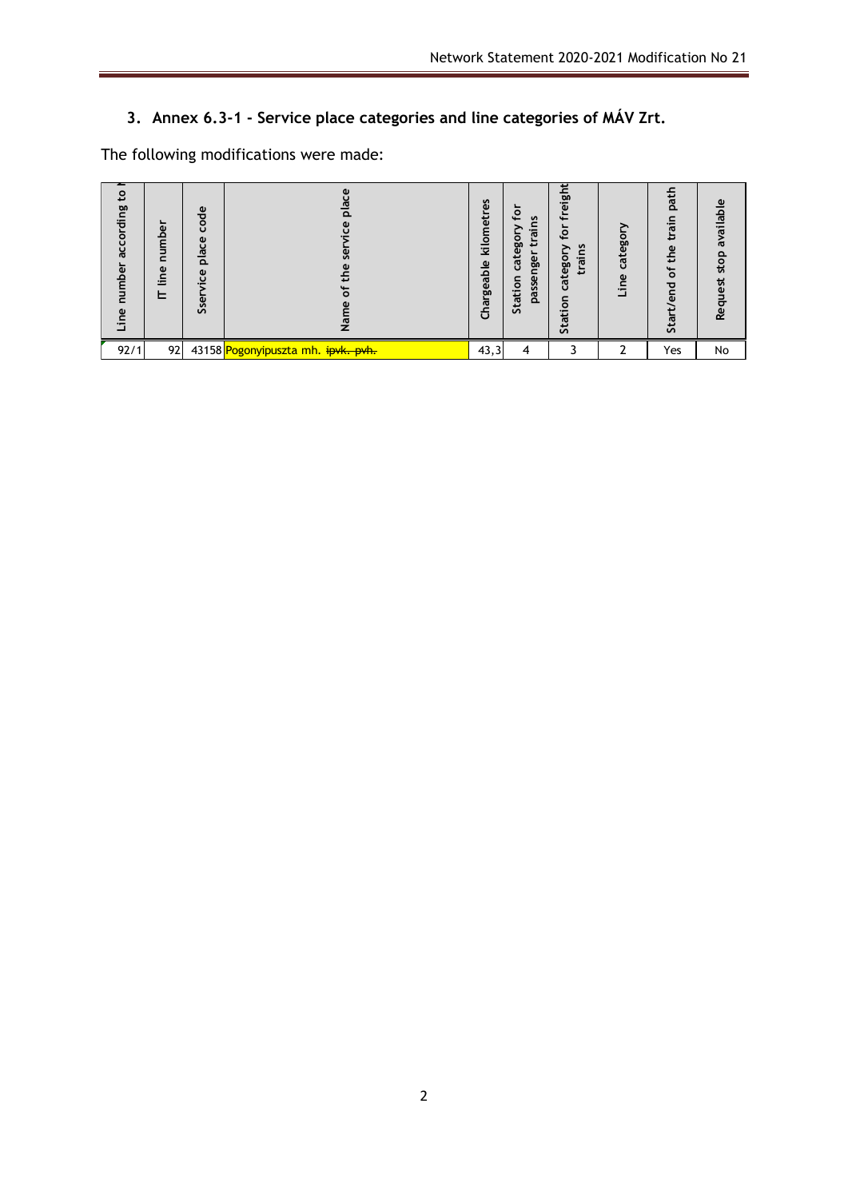## 3. Annex 6.3-1 - Service place categories and line categories of MÁV Zrt.

The following modifications were made:

| Line number according to N | IT line number | Sservice place code | Name of the service place | Chargeable kilometres | Station category for passenger trains | Station category for freight trains | Line category | Start/end of the train path | Request stop available |
|---|---|---|---|---|---|---|---|---|---|
| 92/1 | 92 | 43158 | Pogonyipuszta mh. ~~ipvk. pvh.~~ | 43,3 | 4 | 3 | 2 | Yes | No |